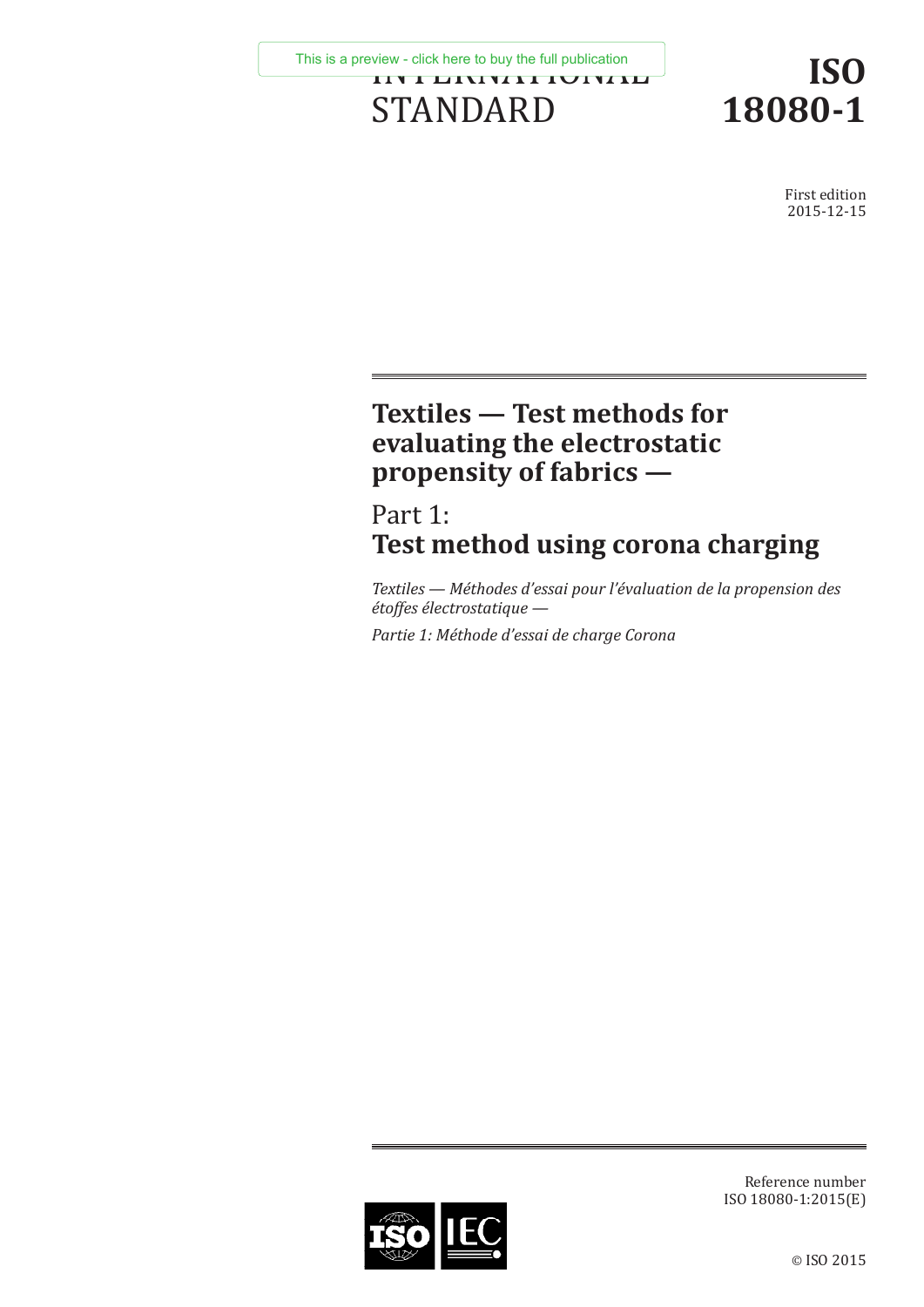INTERNATIONAL STANDARD

# ISO 18080-1

First edition
2015-12-15

# Textiles — Test methods for evaluating the electrostatic propensity of fabrics —

## Part 1: Test method using corona charging

*Textiles — Méthodes d'essai pour l'évaluation de la propension des étoffes électrostatique —*

*Partie 1: Méthode d'essai de charge Corona*

Reference number
ISO 18080-1:2015(E)

© ISO 2015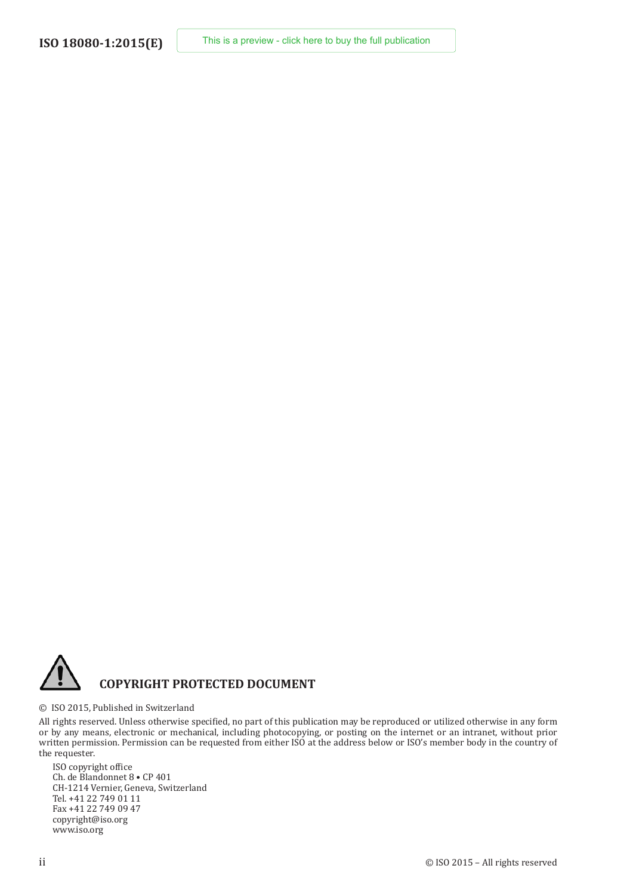## COPYRIGHT PROTECTED DOCUMENT

© ISO 2015, Published in Switzerland

All rights reserved. Unless otherwise specified, no part of this publication may be reproduced or utilized otherwise in any form or by any means, electronic or mechanical, including photocopying, or posting on the internet or an intranet, without prior written permission. Permission can be requested from either ISO at the address below or ISO's member body in the country of the requester.

ISO copyright office
Ch. de Blandonnet 8 • CP 401
CH-1214 Vernier, Geneva, Switzerland
Tel. +41 22 749 01 11
Fax +41 22 749 09 47
copyright@iso.org
www.iso.org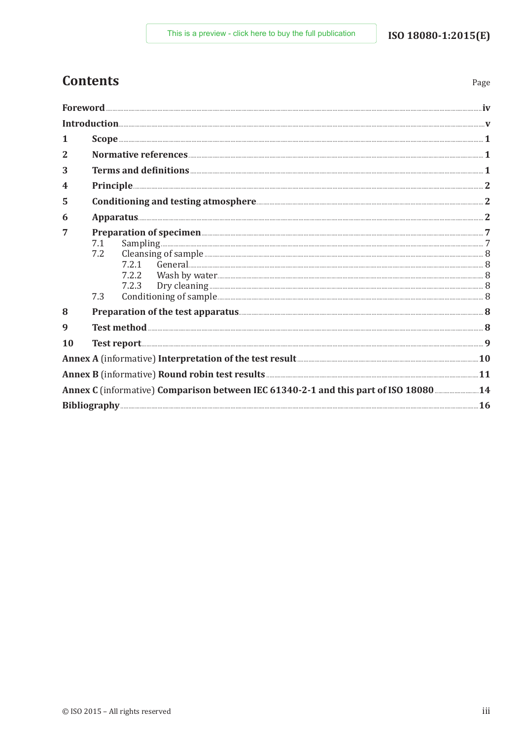# Contents

Page

**Foreword** .......... **iv**

**Introduction** .......... **v**

**1 Scope** .......... **1**

**2 Normative references** .......... **1**

**3 Terms and definitions** .......... **1**

**4 Principle** .......... **2**

**5 Conditioning and testing atmosphere** .......... **2**

**6 Apparatus** .......... **2**

**7 Preparation of specimen** .......... **7**

- 7.1 Sampling .......... 7
- 7.2 Cleansing of sample .......... 8
  - 7.2.1 General .......... 8
  - 7.2.2 Wash by water .......... 8
  - 7.2.3 Dry cleaning .......... 8
- 7.3 Conditioning of sample .......... 8

**8 Preparation of the test apparatus** .......... **8**

**9 Test method** .......... **8**

**10 Test report** .......... **9**

**Annex A** (informative) **Interpretation of the test result** .......... **10**

**Annex B** (informative) **Round robin test results** .......... **11**

**Annex C** (informative) **Comparison between IEC 61340-2-1 and this part of ISO 18080** .......... **14**

**Bibliography** .......... **16**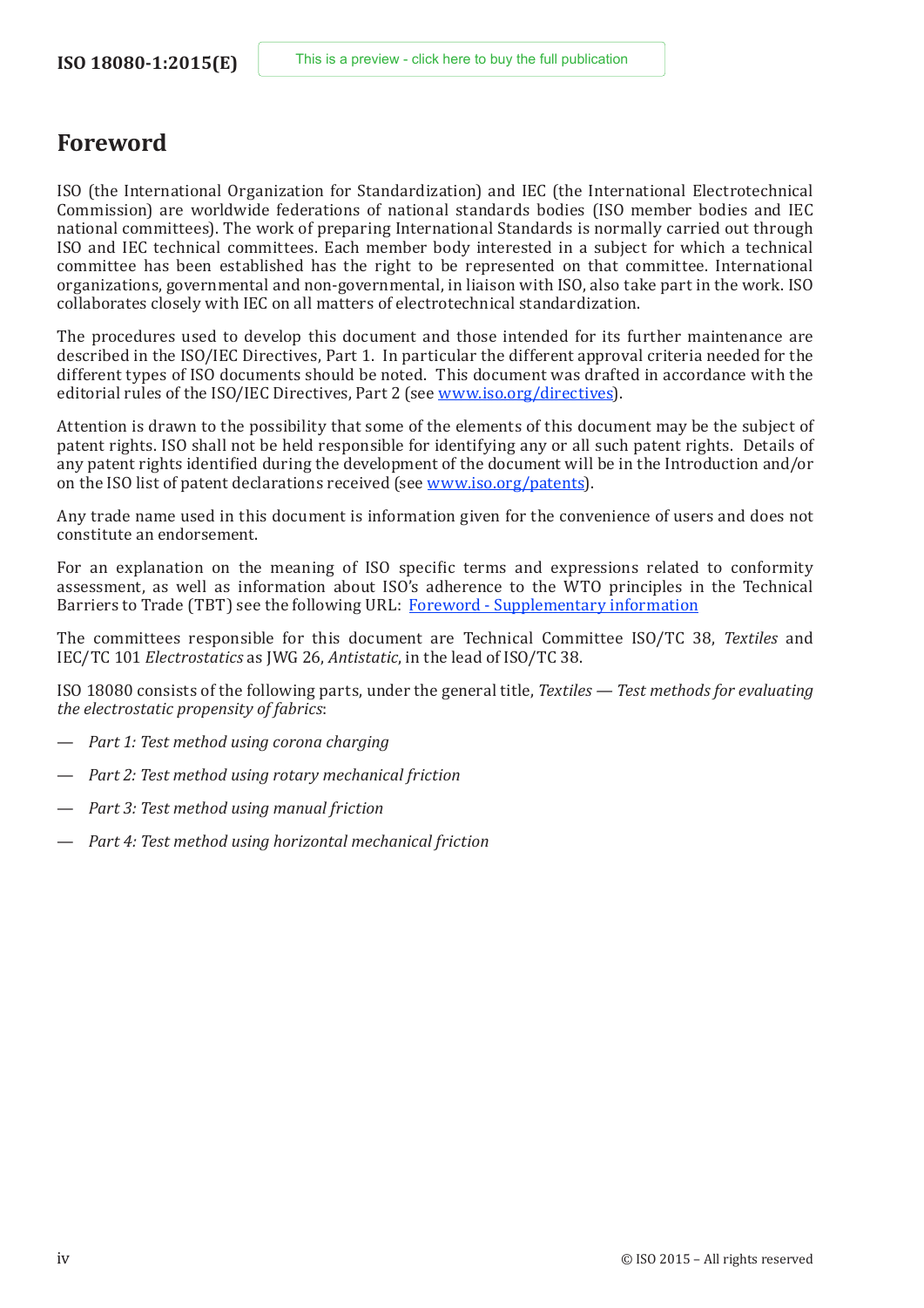# Foreword

ISO (the International Organization for Standardization) and IEC (the International Electrotechnical Commission) are worldwide federations of national standards bodies (ISO member bodies and IEC national committees). The work of preparing International Standards is normally carried out through ISO and IEC technical committees. Each member body interested in a subject for which a technical committee has been established has the right to be represented on that committee. International organizations, governmental and non-governmental, in liaison with ISO, also take part in the work. ISO collaborates closely with IEC on all matters of electrotechnical standardization.

The procedures used to develop this document and those intended for its further maintenance are described in the ISO/IEC Directives, Part 1. In particular the different approval criteria needed for the different types of ISO documents should be noted. This document was drafted in accordance with the editorial rules of the ISO/IEC Directives, Part 2 (see www.iso.org/directives).

Attention is drawn to the possibility that some of the elements of this document may be the subject of patent rights. ISO shall not be held responsible for identifying any or all such patent rights. Details of any patent rights identified during the development of the document will be in the Introduction and/or on the ISO list of patent declarations received (see www.iso.org/patents).

Any trade name used in this document is information given for the convenience of users and does not constitute an endorsement.

For an explanation on the meaning of ISO specific terms and expressions related to conformity assessment, as well as information about ISO's adherence to the WTO principles in the Technical Barriers to Trade (TBT) see the following URL: Foreword - Supplementary information

The committees responsible for this document are Technical Committee ISO/TC 38, *Textiles* and IEC/TC 101 *Electrostatics* as JWG 26, *Antistatic*, in the lead of ISO/TC 38.

ISO 18080 consists of the following parts, under the general title, *Textiles — Test methods for evaluating the electrostatic propensity of fabrics*:

— *Part 1: Test method using corona charging*

— *Part 2: Test method using rotary mechanical friction*

— *Part 3: Test method using manual friction*

— *Part 4: Test method using horizontal mechanical friction*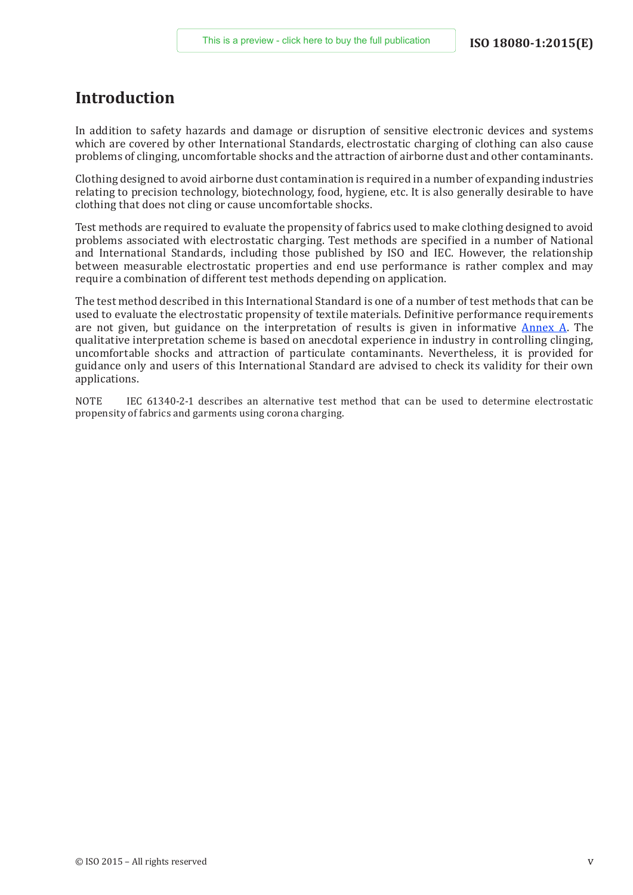# Introduction

In addition to safety hazards and damage or disruption of sensitive electronic devices and systems which are covered by other International Standards, electrostatic charging of clothing can also cause problems of clinging, uncomfortable shocks and the attraction of airborne dust and other contaminants.

Clothing designed to avoid airborne dust contamination is required in a number of expanding industries relating to precision technology, biotechnology, food, hygiene, etc. It is also generally desirable to have clothing that does not cling or cause uncomfortable shocks.

Test methods are required to evaluate the propensity of fabrics used to make clothing designed to avoid problems associated with electrostatic charging. Test methods are specified in a number of National and International Standards, including those published by ISO and IEC. However, the relationship between measurable electrostatic properties and end use performance is rather complex and may require a combination of different test methods depending on application.

The test method described in this International Standard is one of a number of test methods that can be used to evaluate the electrostatic propensity of textile materials. Definitive performance requirements are not given, but guidance on the interpretation of results is given in informative Annex A. The qualitative interpretation scheme is based on anecdotal experience in industry in controlling clinging, uncomfortable shocks and attraction of particulate contaminants. Nevertheless, it is provided for guidance only and users of this International Standard are advised to check its validity for their own applications.

NOTE IEC 61340-2-1 describes an alternative test method that can be used to determine electrostatic propensity of fabrics and garments using corona charging.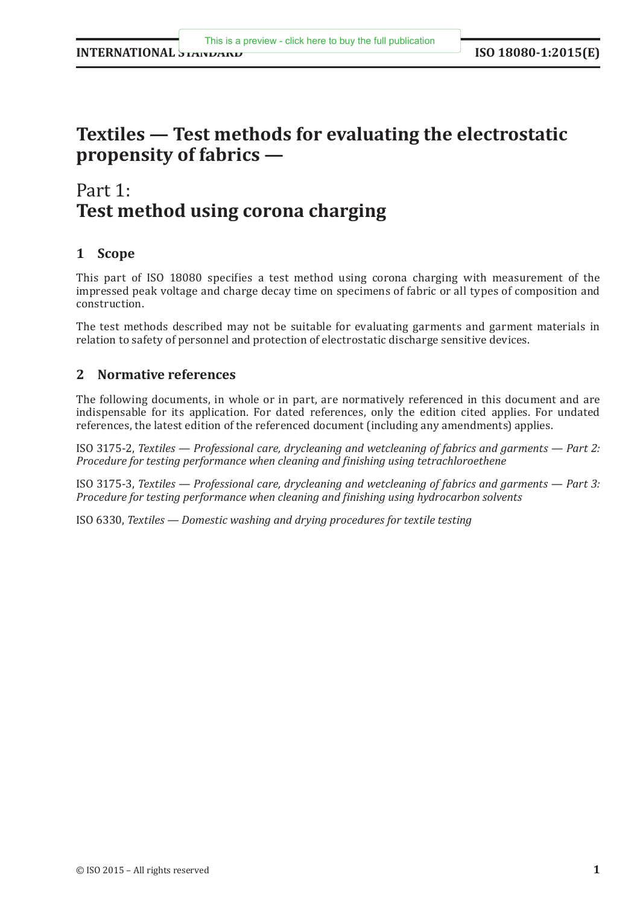# Textiles — Test methods for evaluating the electrostatic propensity of fabrics —

# Part 1:
# Test method using corona charging

## 1 Scope

This part of ISO 18080 specifies a test method using corona charging with measurement of the impressed peak voltage and charge decay time on specimens of fabric or all types of composition and construction.

The test methods described may not be suitable for evaluating garments and garment materials in relation to safety of personnel and protection of electrostatic discharge sensitive devices.

## 2 Normative references

The following documents, in whole or in part, are normatively referenced in this document and are indispensable for its application. For dated references, only the edition cited applies. For undated references, the latest edition of the referenced document (including any amendments) applies.

ISO 3175-2, *Textiles — Professional care, drycleaning and wetcleaning of fabrics and garments — Part 2: Procedure for testing performance when cleaning and finishing using tetrachloroethene*

ISO 3175-3, *Textiles — Professional care, drycleaning and wetcleaning of fabrics and garments — Part 3: Procedure for testing performance when cleaning and finishing using hydrocarbon solvents*

ISO 6330, *Textiles — Domestic washing and drying procedures for textile testing*